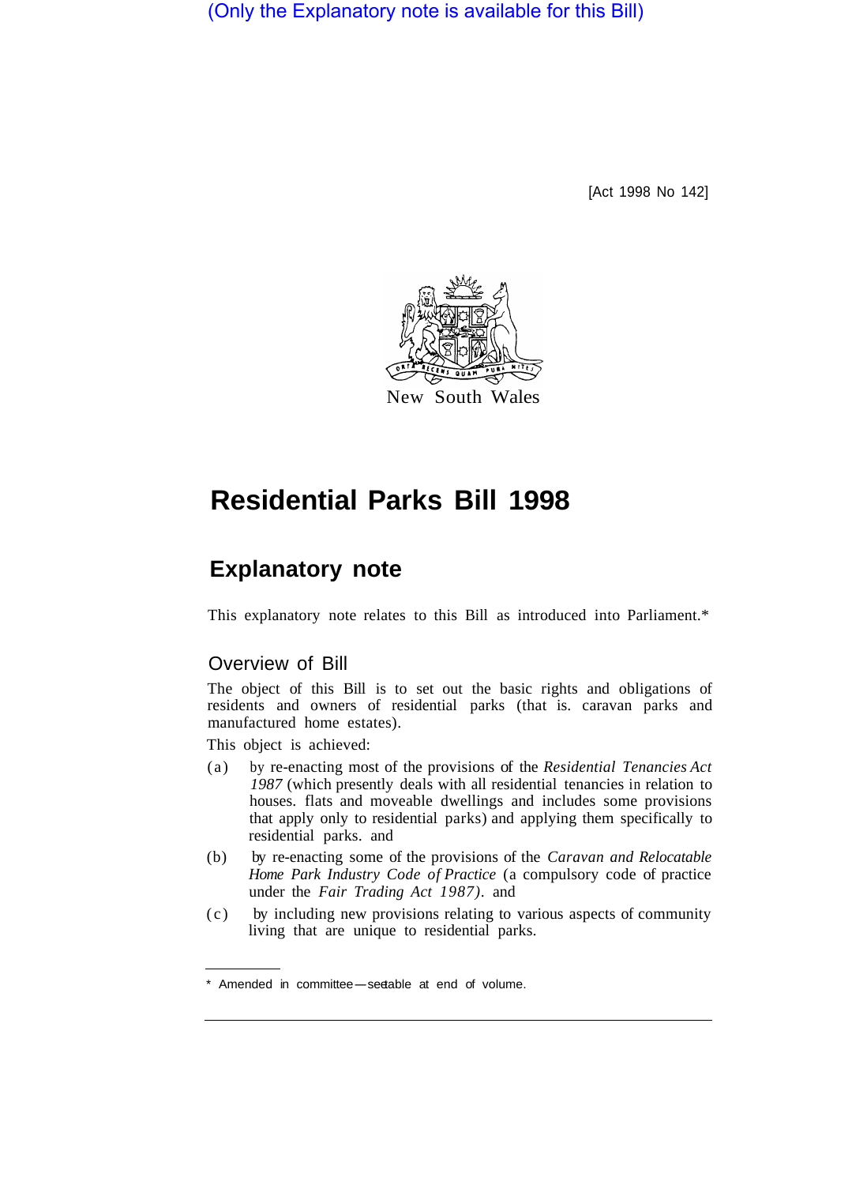(Only the Explanatory note is available for this Bill)

[Act 1998 No 142]

New South Wales

# Residential Parks Bill 1998

## Explanatory note

This explanatory note relates to this Bill as introduced into Parliament.*

### Overview of Bill

The object of this Bill is to set out the basic rights and obligations of residents and owners of residential parks (that is. caravan parks and manufactured home estates).

This object is achieved:

(a) by re-enacting most of the provisions of the *Residential Tenancies Act 1987* (which presently deals with all residential tenancies in relation to houses. flats and moveable dwellings and includes some provisions that apply only to residential parks) and applying them specifically to residential parks. and

(b) by re-enacting some of the provisions of the *Caravan and Relocatable Home Park Industry Code of Practice* (a compulsory code of practice under the *Fair Trading Act 1987*). and

(c) by including new provisions relating to various aspects of community living that are unique to residential parks.

* Amended in committee—see table at end of volume.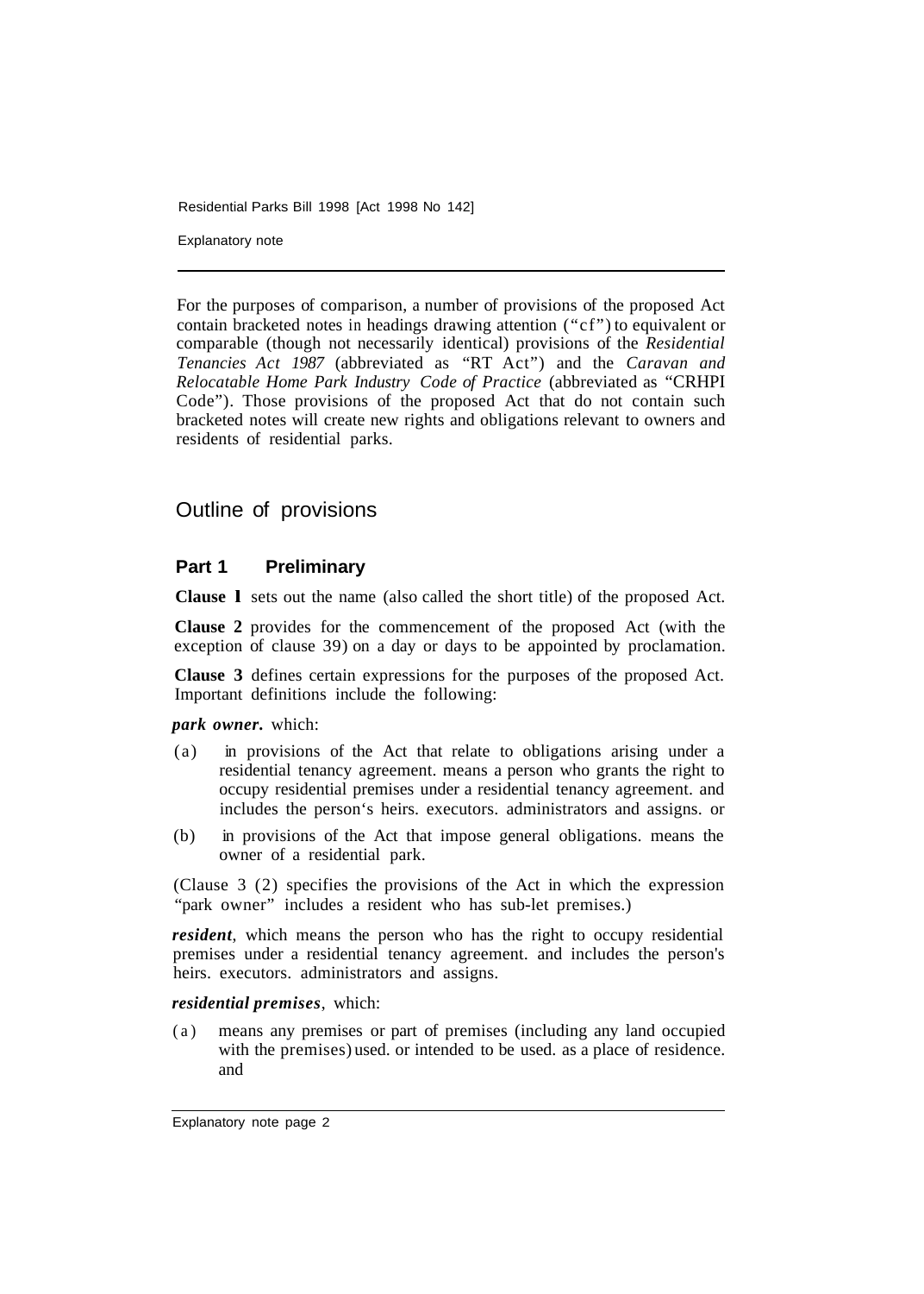For the purposes of comparison, a number of provisions of the proposed Act contain bracketed notes in headings drawing attention ("cf") to equivalent or comparable (though not necessarily identical) provisions of the *Residential Tenancies Act 1987* (abbreviated as "RT Act") and the *Caravan and Relocatable Home Park Industry Code of Practice* (abbreviated as "CRHPI Code"). Those provisions of the proposed Act that do not contain such bracketed notes will create new rights and obligations relevant to owners and residents of residential parks.

## Outline of provisions

### Part 1 Preliminary

**Clause 1** sets out the name (also called the short title) of the proposed Act.

**Clause 2** provides for the commencement of the proposed Act (with the exception of clause 39) on a day or days to be appointed by proclamation.

**Clause 3** defines certain expressions for the purposes of the proposed Act. Important definitions include the following:

***park owner.*** which:

(a) in provisions of the Act that relate to obligations arising under a residential tenancy agreement. means a person who grants the right to occupy residential premises under a residential tenancy agreement. and includes the person's heirs. executors. administrators and assigns. or

(b) in provisions of the Act that impose general obligations. means the owner of a residential park.

(Clause 3 (2) specifies the provisions of the Act in which the expression "park owner" includes a resident who has sub-let premises.)

***resident***, which means the person who has the right to occupy residential premises under a residential tenancy agreement. and includes the person's heirs. executors. administrators and assigns.

***residential premises***, which:

(a) means any premises or part of premises (including any land occupied with the premises) used. or intended to be used. as a place of residence. and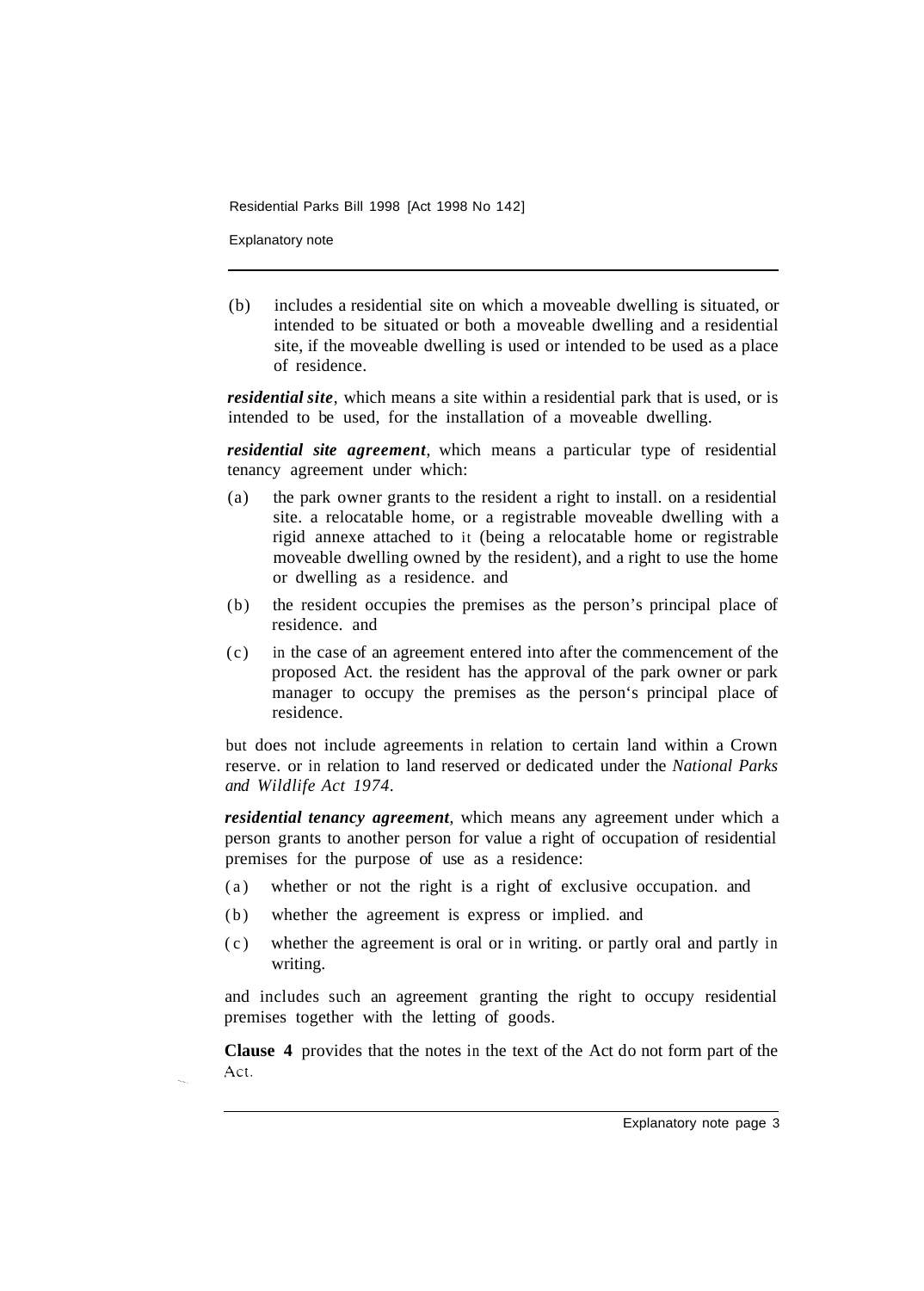(b) includes a residential site on which a moveable dwelling is situated, or intended to be situated or both a moveable dwelling and a residential site, if the moveable dwelling is used or intended to be used as a place of residence.

***residential site***, which means a site within a residential park that is used, or is intended to be used, for the installation of a moveable dwelling.

***residential site agreement***, which means a particular type of residential tenancy agreement under which:

(a) the park owner grants to the resident a right to install. on a residential site. a relocatable home, or a registrable moveable dwelling with a rigid annexe attached to it (being a relocatable home or registrable moveable dwelling owned by the resident), and a right to use the home or dwelling as a residence. and

(b) the resident occupies the premises as the person's principal place of residence. and

(c) in the case of an agreement entered into after the commencement of the proposed Act. the resident has the approval of the park owner or park manager to occupy the premises as the person's principal place of residence.

but does not include agreements in relation to certain land within a Crown reserve. or in relation to land reserved or dedicated under the *National Parks and Wildlife Act 1974*.

***residential tenancy agreement***, which means any agreement under which a person grants to another person for value a right of occupation of residential premises for the purpose of use as a residence:

(a) whether or not the right is a right of exclusive occupation. and

(b) whether the agreement is express or implied. and

(c) whether the agreement is oral or in writing. or partly oral and partly in writing.

and includes such an agreement granting the right to occupy residential premises together with the letting of goods.

**Clause 4** provides that the notes in the text of the Act do not form part of the Act.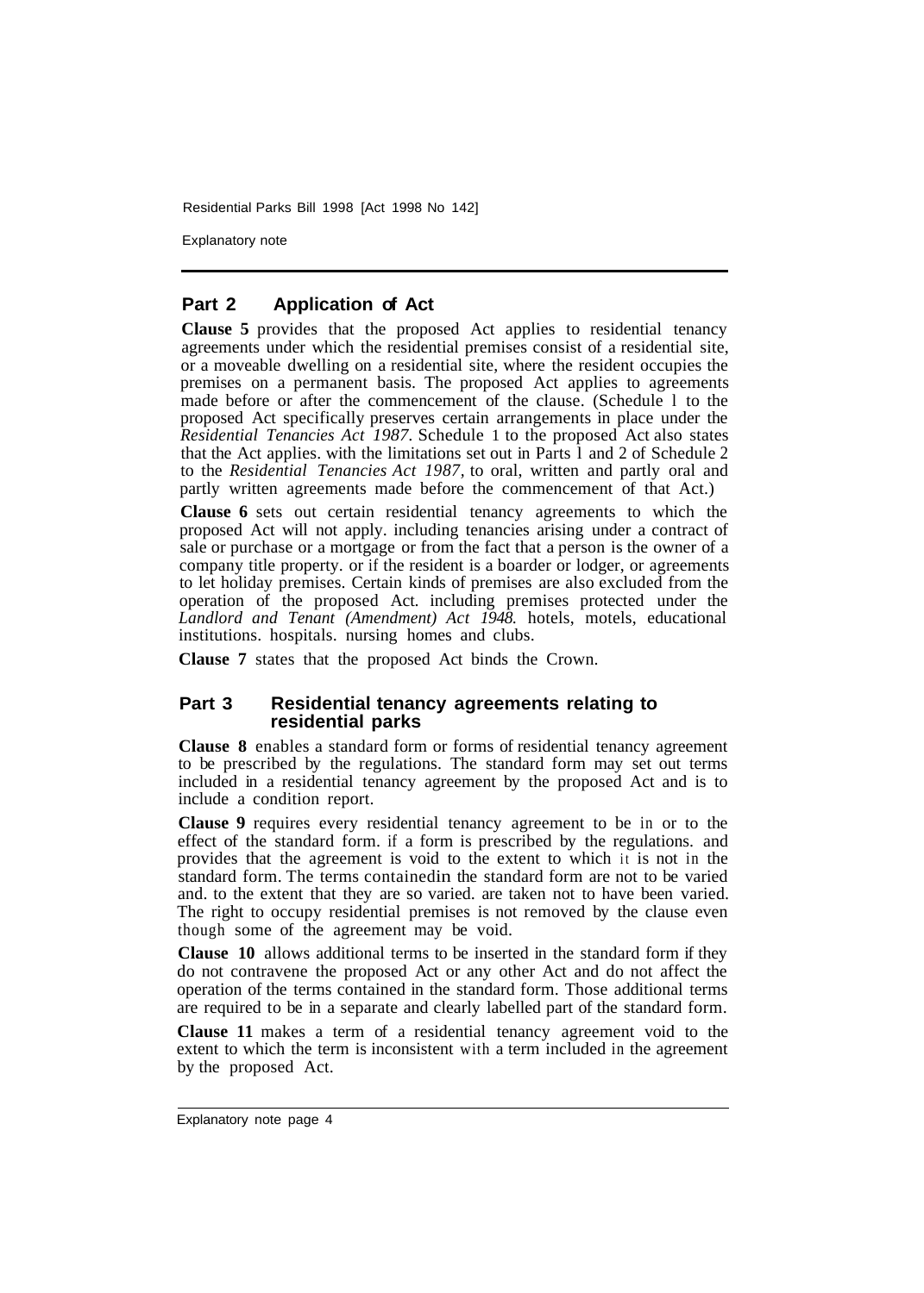## Part 2 Application of Act

**Clause 5** provides that the proposed Act applies to residential tenancy agreements under which the residential premises consist of a residential site, or a moveable dwelling on a residential site, where the resident occupies the premises on a permanent basis. The proposed Act applies to agreements made before or after the commencement of the clause. (Schedule 1 to the proposed Act specifically preserves certain arrangements in place under the *Residential Tenancies Act 1987*. Schedule 1 to the proposed Act also states that the Act applies. with the limitations set out in Parts 1 and 2 of Schedule 2 to the *Residential Tenancies Act 1987*, to oral, written and partly oral and partly written agreements made before the commencement of that Act.)

**Clause 6** sets out certain residential tenancy agreements to which the proposed Act will not apply. including tenancies arising under a contract of sale or purchase or a mortgage or from the fact that a person is the owner of a company title property. or if the resident is a boarder or lodger, or agreements to let holiday premises. Certain kinds of premises are also excluded from the operation of the proposed Act. including premises protected under the *Landlord and Tenant (Amendment) Act 1948*. hotels, motels, educational institutions. hospitals. nursing homes and clubs.

**Clause 7** states that the proposed Act binds the Crown.

## Part 3 Residential tenancy agreements relating to residential parks

**Clause 8** enables a standard form or forms of residential tenancy agreement to be prescribed by the regulations. The standard form may set out terms included in a residential tenancy agreement by the proposed Act and is to include a condition report.

**Clause 9** requires every residential tenancy agreement to be in or to the effect of the standard form. if a form is prescribed by the regulations. and provides that the agreement is void to the extent to which it is not in the standard form. The terms containedin the standard form are not to be varied and. to the extent that they are so varied. are taken not to have been varied. The right to occupy residential premises is not removed by the clause even though some of the agreement may be void.

**Clause 10** allows additional terms to be inserted in the standard form if they do not contravene the proposed Act or any other Act and do not affect the operation of the terms contained in the standard form. Those additional terms are required to be in a separate and clearly labelled part of the standard form.

**Clause 11** makes a term of a residential tenancy agreement void to the extent to which the term is inconsistent with a term included in the agreement by the proposed Act.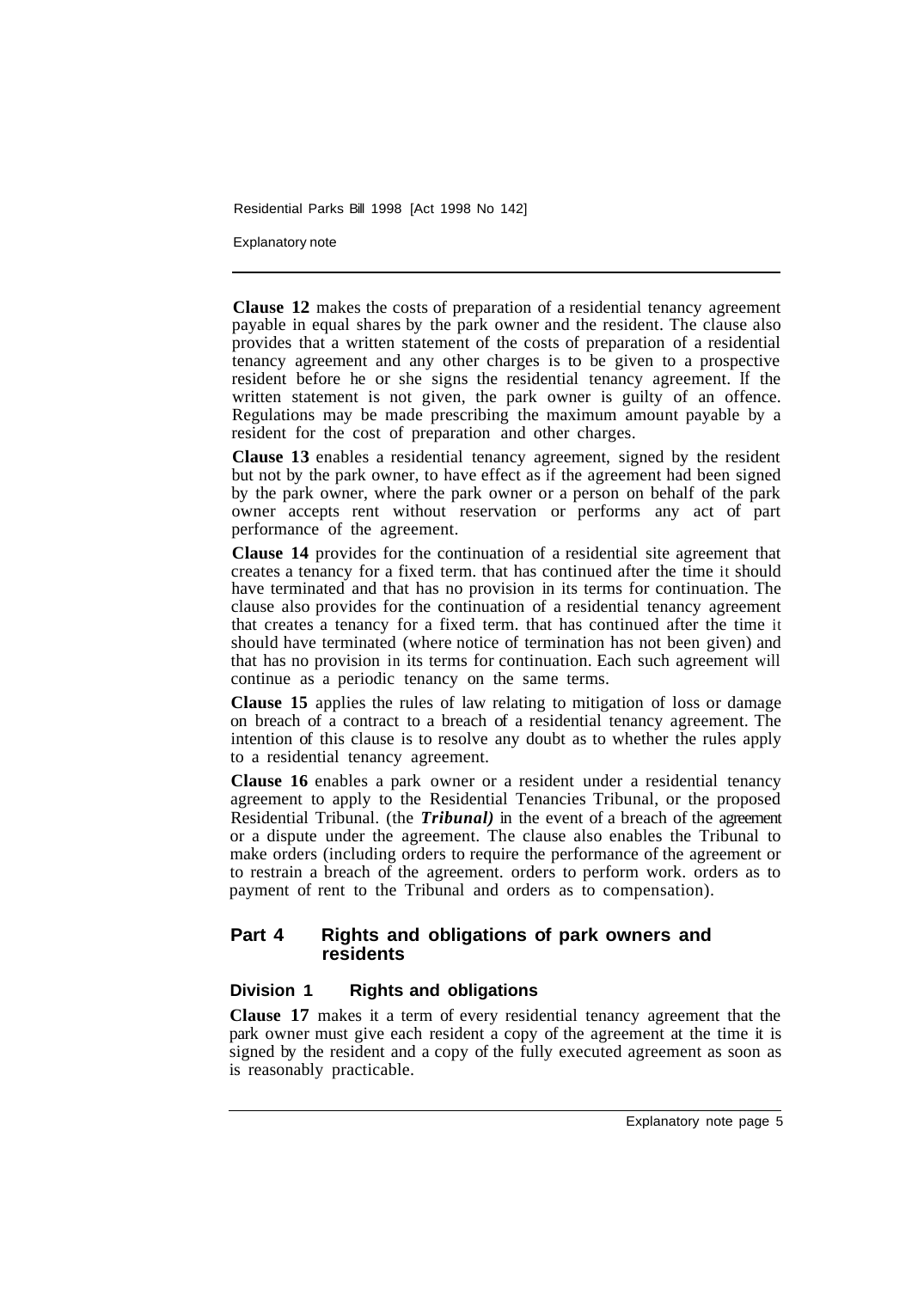**Clause 12** makes the costs of preparation of a residential tenancy agreement payable in equal shares by the park owner and the resident. The clause also provides that a written statement of the costs of preparation of a residential tenancy agreement and any other charges is to be given to a prospective resident before he or she signs the residential tenancy agreement. If the written statement is not given, the park owner is guilty of an offence. Regulations may be made prescribing the maximum amount payable by a resident for the cost of preparation and other charges.

**Clause 13** enables a residential tenancy agreement, signed by the resident but not by the park owner, to have effect as if the agreement had been signed by the park owner, where the park owner or a person on behalf of the park owner accepts rent without reservation or performs any act of part performance of the agreement.

**Clause 14** provides for the continuation of a residential site agreement that creates a tenancy for a fixed term. that has continued after the time it should have terminated and that has no provision in its terms for continuation. The clause also provides for the continuation of a residential tenancy agreement that creates a tenancy for a fixed term. that has continued after the time it should have terminated (where notice of termination has not been given) and that has no provision in its terms for continuation. Each such agreement will continue as a periodic tenancy on the same terms.

**Clause 15** applies the rules of law relating to mitigation of loss or damage on breach of a contract to a breach of a residential tenancy agreement. The intention of this clause is to resolve any doubt as to whether the rules apply to a residential tenancy agreement.

**Clause 16** enables a park owner or a resident under a residential tenancy agreement to apply to the Residential Tenancies Tribunal, or the proposed Residential Tribunal. (the ***Tribunal)*** in the event of a breach of the agreement or a dispute under the agreement. The clause also enables the Tribunal to make orders (including orders to require the performance of the agreement or to restrain a breach of the agreement. orders to perform work. orders as to payment of rent to the Tribunal and orders as to compensation).

## Part 4 Rights and obligations of park owners and residents

### Division 1 Rights and obligations

**Clause 17** makes it a term of every residential tenancy agreement that the park owner must give each resident a copy of the agreement at the time it is signed by the resident and a copy of the fully executed agreement as soon as is reasonably practicable.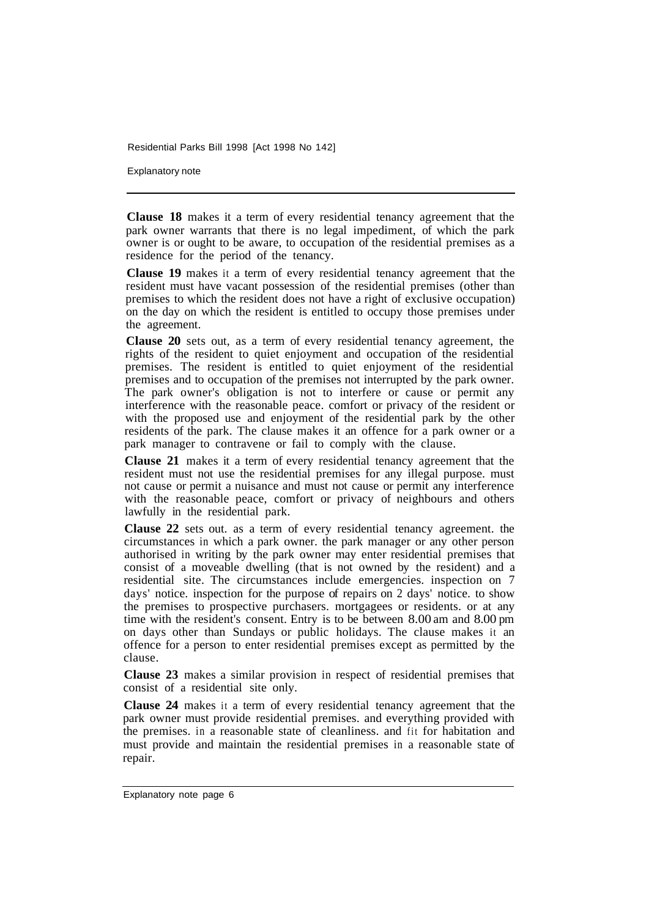**Clause 18** makes it a term of every residential tenancy agreement that the park owner warrants that there is no legal impediment, of which the park owner is or ought to be aware, to occupation of the residential premises as a residence for the period of the tenancy.

**Clause 19** makes it a term of every residential tenancy agreement that the resident must have vacant possession of the residential premises (other than premises to which the resident does not have a right of exclusive occupation) on the day on which the resident is entitled to occupy those premises under the agreement.

**Clause 20** sets out, as a term of every residential tenancy agreement, the rights of the resident to quiet enjoyment and occupation of the residential premises. The resident is entitled to quiet enjoyment of the residential premises and to occupation of the premises not interrupted by the park owner. The park owner's obligation is not to interfere or cause or permit any interference with the reasonable peace. comfort or privacy of the resident or with the proposed use and enjoyment of the residential park by the other residents of the park. The clause makes it an offence for a park owner or a park manager to contravene or fail to comply with the clause.

**Clause 21** makes it a term of every residential tenancy agreement that the resident must not use the residential premises for any illegal purpose. must not cause or permit a nuisance and must not cause or permit any interference with the reasonable peace, comfort or privacy of neighbours and others lawfully in the residential park.

**Clause 22** sets out. as a term of every residential tenancy agreement. the circumstances in which a park owner. the park manager or any other person authorised in writing by the park owner may enter residential premises that consist of a moveable dwelling (that is not owned by the resident) and a residential site. The circumstances include emergencies. inspection on 7 days' notice. inspection for the purpose of repairs on 2 days' notice. to show the premises to prospective purchasers. mortgagees or residents. or at any time with the resident's consent. Entry is to be between 8.00 am and 8.00 pm on days other than Sundays or public holidays. The clause makes it an offence for a person to enter residential premises except as permitted by the clause.

**Clause 23** makes a similar provision in respect of residential premises that consist of a residential site only.

**Clause 24** makes it a term of every residential tenancy agreement that the park owner must provide residential premises. and everything provided with the premises. in a reasonable state of cleanliness. and fit for habitation and must provide and maintain the residential premises in a reasonable state of repair.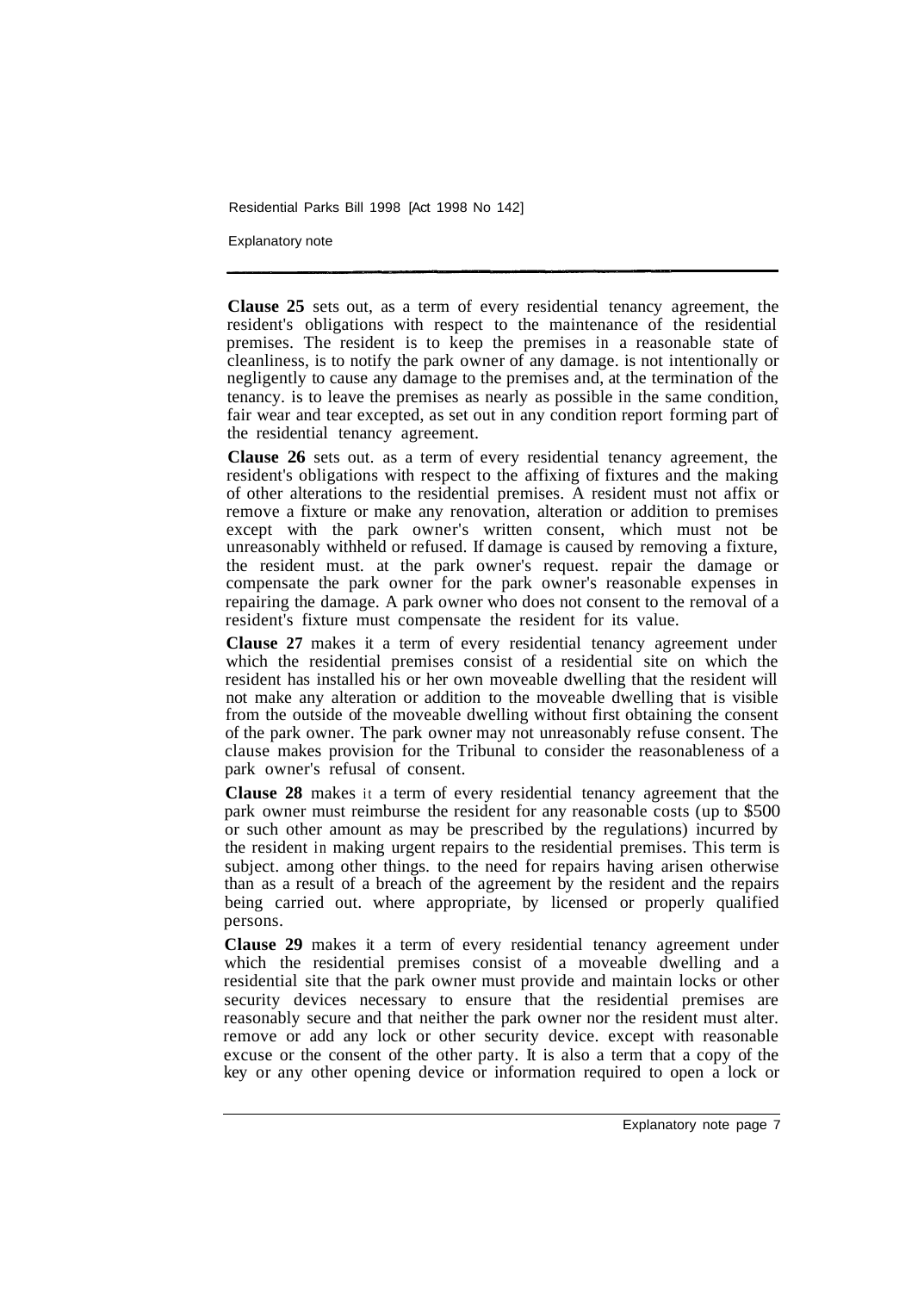**Clause 25** sets out, as a term of every residential tenancy agreement, the resident's obligations with respect to the maintenance of the residential premises. The resident is to keep the premises in a reasonable state of cleanliness, is to notify the park owner of any damage. is not intentionally or negligently to cause any damage to the premises and, at the termination of the tenancy. is to leave the premises as nearly as possible in the same condition, fair wear and tear excepted, as set out in any condition report forming part of the residential tenancy agreement.

**Clause 26** sets out. as a term of every residential tenancy agreement, the resident's obligations with respect to the affixing of fixtures and the making of other alterations to the residential premises. A resident must not affix or remove a fixture or make any renovation, alteration or addition to premises except with the park owner's written consent, which must not be unreasonably withheld or refused. If damage is caused by removing a fixture, the resident must. at the park owner's request. repair the damage or compensate the park owner for the park owner's reasonable expenses in repairing the damage. A park owner who does not consent to the removal of a resident's fixture must compensate the resident for its value.

**Clause 27** makes it a term of every residential tenancy agreement under which the residential premises consist of a residential site on which the resident has installed his or her own moveable dwelling that the resident will not make any alteration or addition to the moveable dwelling that is visible from the outside of the moveable dwelling without first obtaining the consent of the park owner. The park owner may not unreasonably refuse consent. The clause makes provision for the Tribunal to consider the reasonableness of a park owner's refusal of consent.

**Clause 28** makes it a term of every residential tenancy agreement that the park owner must reimburse the resident for any reasonable costs (up to $500 or such other amount as may be prescribed by the regulations) incurred by the resident in making urgent repairs to the residential premises. This term is subject. among other things. to the need for repairs having arisen otherwise than as a result of a breach of the agreement by the resident and the repairs being carried out. where appropriate, by licensed or properly qualified persons.

**Clause 29** makes it a term of every residential tenancy agreement under which the residential premises consist of a moveable dwelling and a residential site that the park owner must provide and maintain locks or other security devices necessary to ensure that the residential premises are reasonably secure and that neither the park owner nor the resident must alter. remove or add any lock or other security device. except with reasonable excuse or the consent of the other party. It is also a term that a copy of the key or any other opening device or information required to open a lock or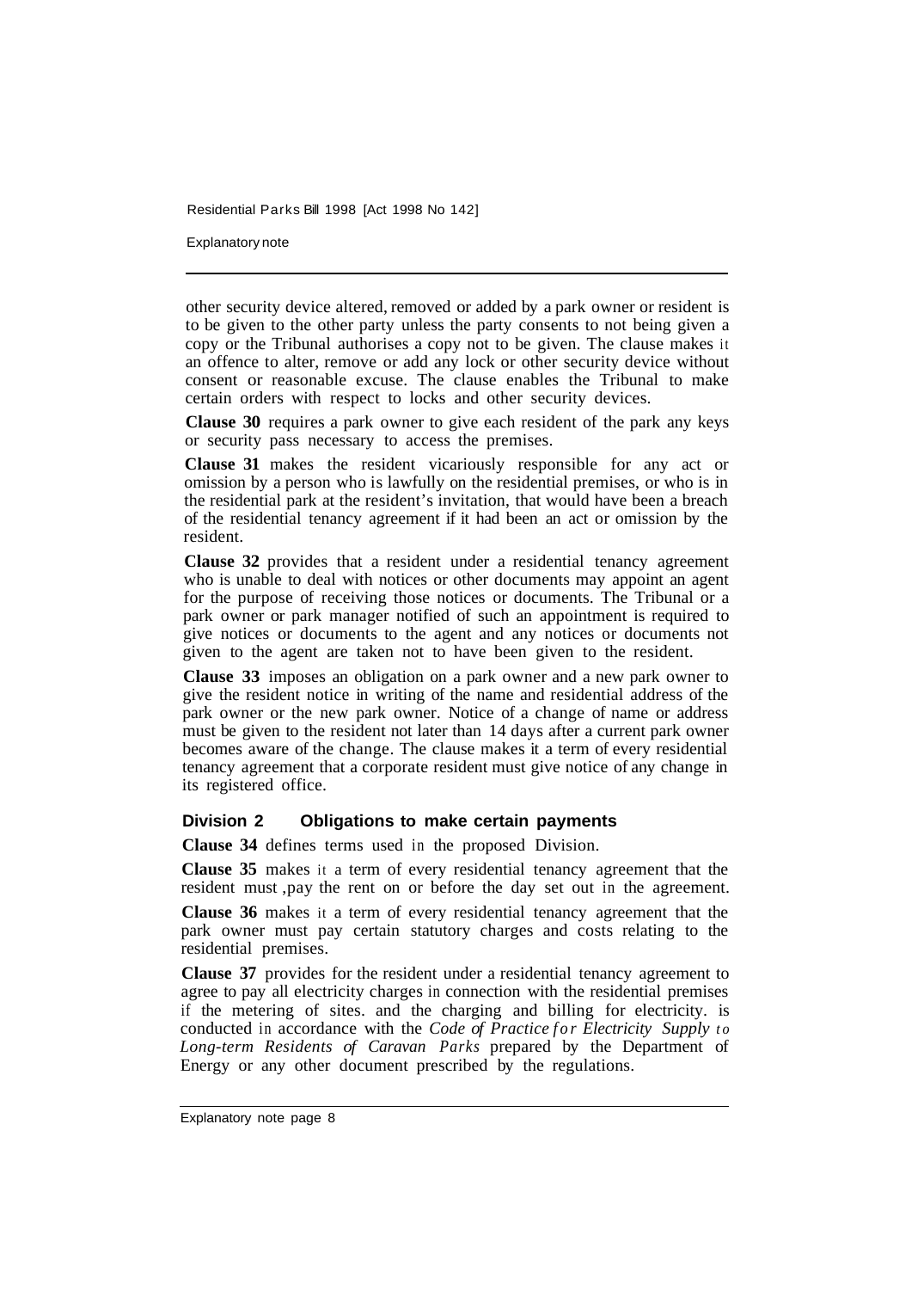other security device altered, removed or added by a park owner or resident is to be given to the other party unless the party consents to not being given a copy or the Tribunal authorises a copy not to be given. The clause makes it an offence to alter, remove or add any lock or other security device without consent or reasonable excuse. The clause enables the Tribunal to make certain orders with respect to locks and other security devices.

**Clause 30** requires a park owner to give each resident of the park any keys or security pass necessary to access the premises.

**Clause 31** makes the resident vicariously responsible for any act or omission by a person who is lawfully on the residential premises, or who is in the residential park at the resident's invitation, that would have been a breach of the residential tenancy agreement if it had been an act or omission by the resident.

**Clause 32** provides that a resident under a residential tenancy agreement who is unable to deal with notices or other documents may appoint an agent for the purpose of receiving those notices or documents. The Tribunal or a park owner or park manager notified of such an appointment is required to give notices or documents to the agent and any notices or documents not given to the agent are taken not to have been given to the resident.

**Clause 33** imposes an obligation on a park owner and a new park owner to give the resident notice in writing of the name and residential address of the park owner or the new park owner. Notice of a change of name or address must be given to the resident not later than 14 days after a current park owner becomes aware of the change. The clause makes it a term of every residential tenancy agreement that a corporate resident must give notice of any change in its registered office.

## Division 2 Obligations to make certain payments

**Clause 34** defines terms used in the proposed Division.

**Clause 35** makes it a term of every residential tenancy agreement that the resident must ,pay the rent on or before the day set out in the agreement.

**Clause 36** makes it a term of every residential tenancy agreement that the park owner must pay certain statutory charges and costs relating to the residential premises.

**Clause 37** provides for the resident under a residential tenancy agreement to agree to pay all electricity charges in connection with the residential premises if the metering of sites. and the charging and billing for electricity. is conducted in accordance with the *Code of Practice for Electricity Supply to Long-term Residents of Caravan Parks* prepared by the Department of Energy or any other document prescribed by the regulations.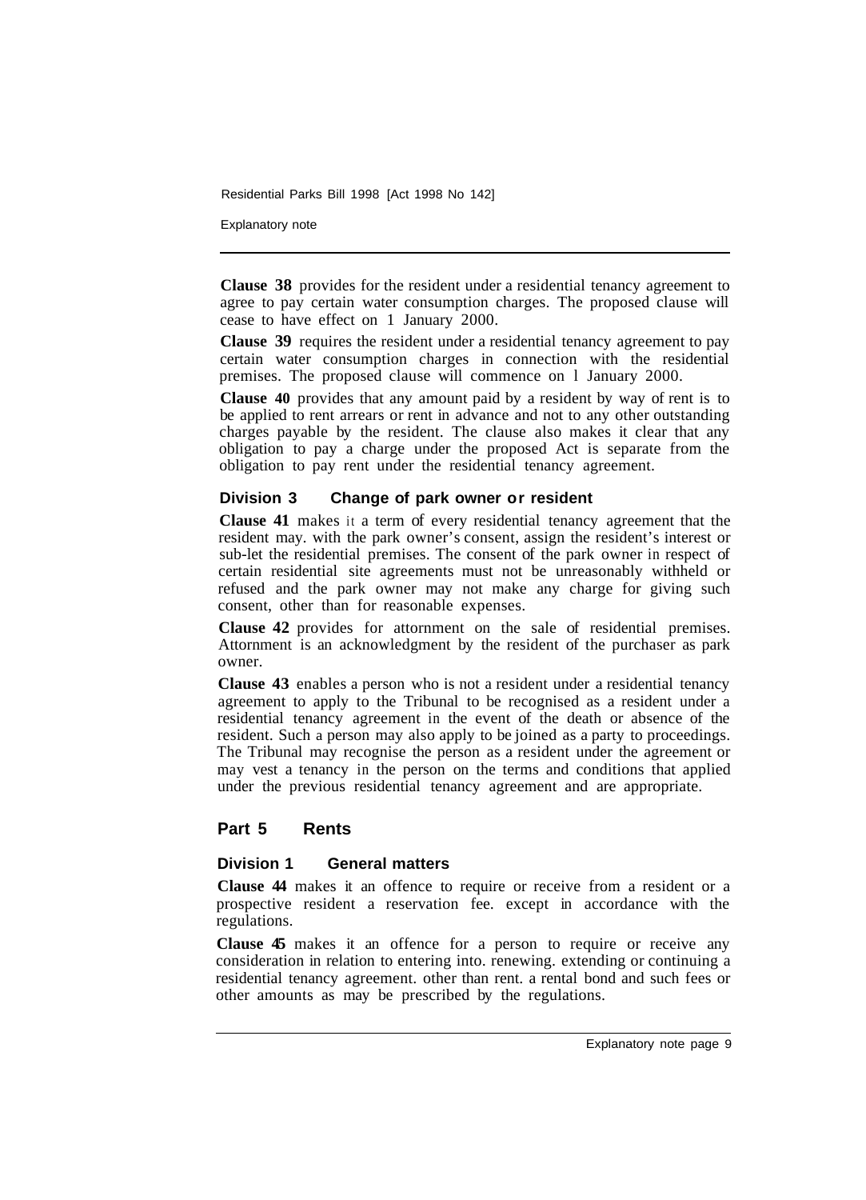**Clause 38** provides for the resident under a residential tenancy agreement to agree to pay certain water consumption charges. The proposed clause will cease to have effect on 1 January 2000.

**Clause 39** requires the resident under a residential tenancy agreement to pay certain water consumption charges in connection with the residential premises. The proposed clause will commence on l January 2000.

**Clause 40** provides that any amount paid by a resident by way of rent is to be applied to rent arrears or rent in advance and not to any other outstanding charges payable by the resident. The clause also makes it clear that any obligation to pay a charge under the proposed Act is separate from the obligation to pay rent under the residential tenancy agreement.

### Division 3 Change of park owner or resident

**Clause 41** makes it a term of every residential tenancy agreement that the resident may. with the park owner's consent, assign the resident's interest or sub-let the residential premises. The consent of the park owner in respect of certain residential site agreements must not be unreasonably withheld or refused and the park owner may not make any charge for giving such consent, other than for reasonable expenses.

**Clause 42** provides for attornment on the sale of residential premises. Attornment is an acknowledgment by the resident of the purchaser as park owner.

**Clause 43** enables a person who is not a resident under a residential tenancy agreement to apply to the Tribunal to be recognised as a resident under a residential tenancy agreement in the event of the death or absence of the resident. Such a person may also apply to be joined as a party to proceedings. The Tribunal may recognise the person as a resident under the agreement or may vest a tenancy in the person on the terms and conditions that applied under the previous residential tenancy agreement and are appropriate.

## Part 5 Rents

### Division 1 General matters

**Clause 44** makes it an offence to require or receive from a resident or a prospective resident a reservation fee. except in accordance with the regulations.

**Clause 45** makes it an offence for a person to require or receive any consideration in relation to entering into. renewing. extending or continuing a residential tenancy agreement. other than rent. a rental bond and such fees or other amounts as may be prescribed by the regulations.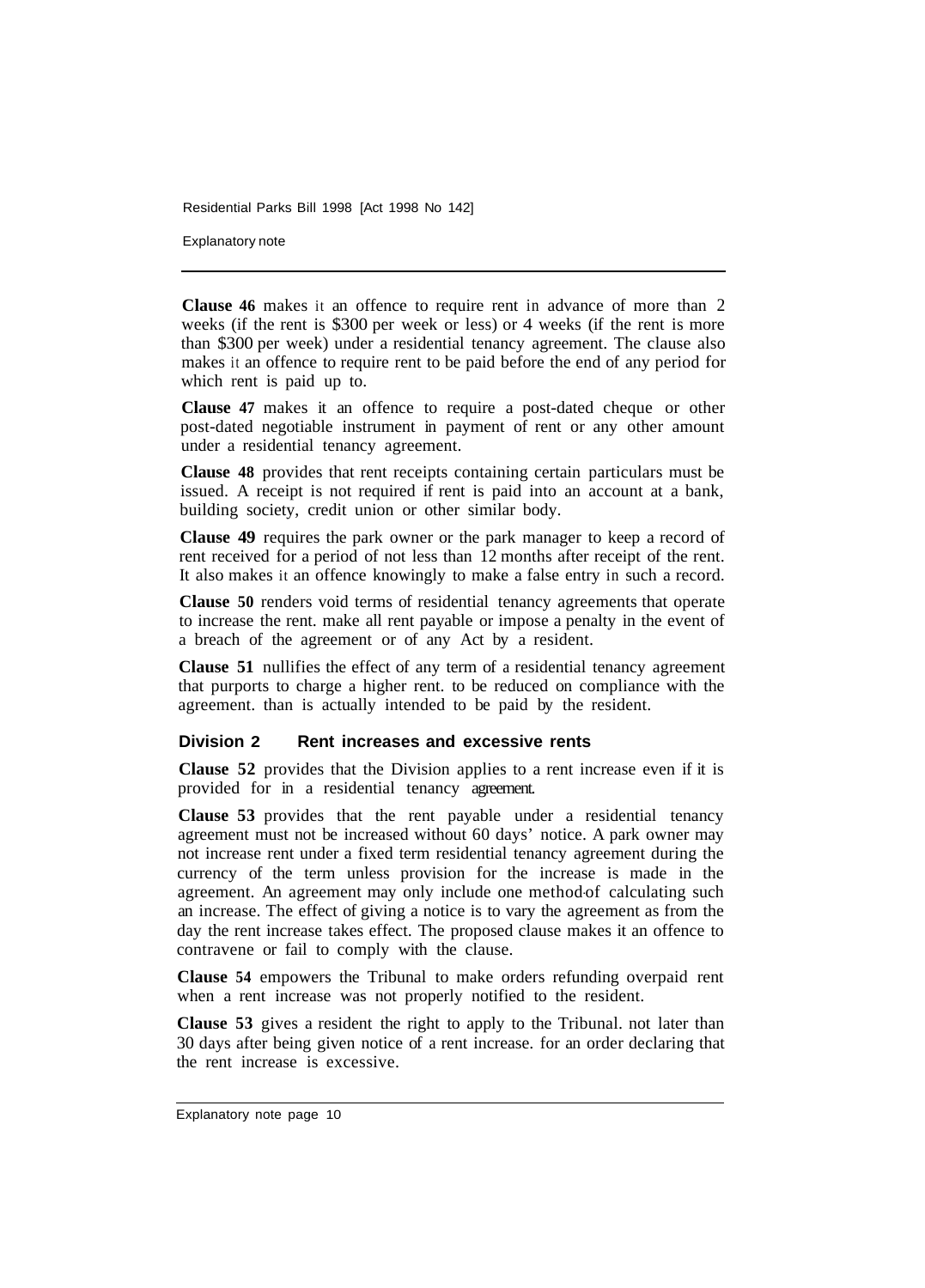**Clause 46** makes it an offence to require rent in advance of more than 2 weeks (if the rent is $300 per week or less) or 4 weeks (if the rent is more than $300 per week) under a residential tenancy agreement. The clause also makes it an offence to require rent to be paid before the end of any period for which rent is paid up to.

**Clause 47** makes it an offence to require a post-dated cheque or other post-dated negotiable instrument in payment of rent or any other amount under a residential tenancy agreement.

**Clause 48** provides that rent receipts containing certain particulars must be issued. A receipt is not required if rent is paid into an account at a bank, building society, credit union or other similar body.

**Clause 49** requires the park owner or the park manager to keep a record of rent received for a period of not less than 12 months after receipt of the rent. It also makes it an offence knowingly to make a false entry in such a record.

**Clause 50** renders void terms of residential tenancy agreements that operate to increase the rent. make all rent payable or impose a penalty in the event of a breach of the agreement or of any Act by a resident.

**Clause 51** nullifies the effect of any term of a residential tenancy agreement that purports to charge a higher rent. to be reduced on compliance with the agreement. than is actually intended to be paid by the resident.

### Division 2 Rent increases and excessive rents

**Clause 52** provides that the Division applies to a rent increase even if it is provided for in a residential tenancy agreement.

**Clause 53** provides that the rent payable under a residential tenancy agreement must not be increased without 60 days' notice. A park owner may not increase rent under a fixed term residential tenancy agreement during the currency of the term unless provision for the increase is made in the agreement. An agreement may only include one method of calculating such an increase. The effect of giving a notice is to vary the agreement as from the day the rent increase takes effect. The proposed clause makes it an offence to contravene or fail to comply with the clause.

**Clause 54** empowers the Tribunal to make orders refunding overpaid rent when a rent increase was not properly notified to the resident.

**Clause 53** gives a resident the right to apply to the Tribunal. not later than 30 days after being given notice of a rent increase. for an order declaring that the rent increase is excessive.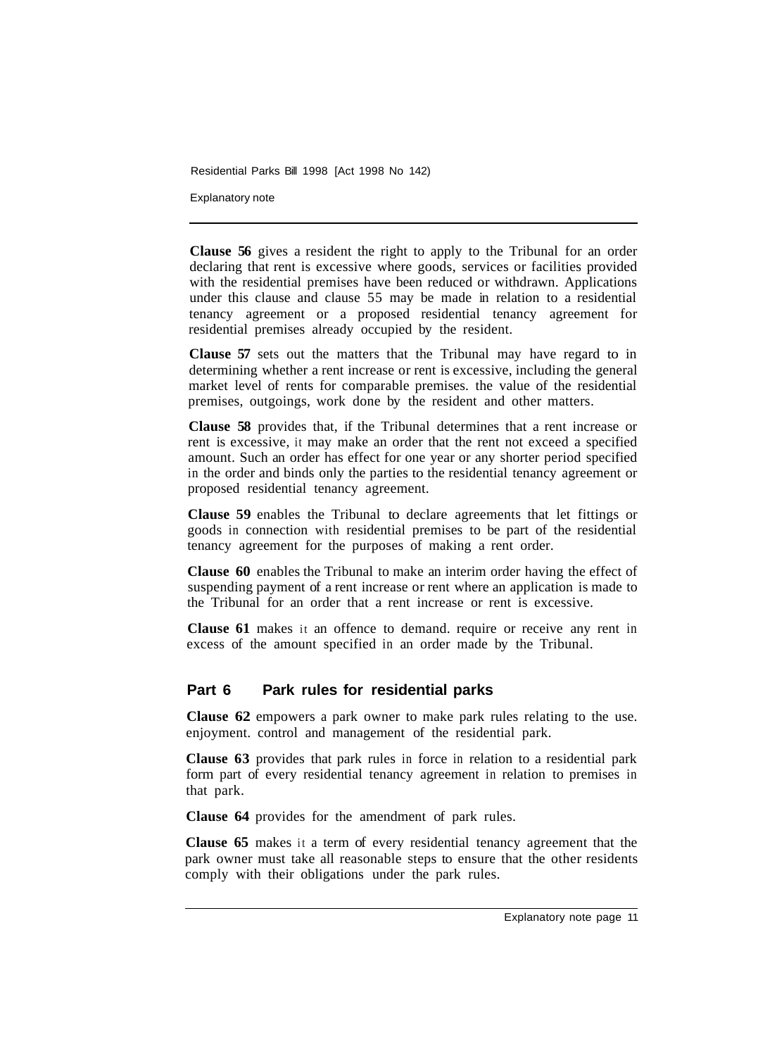**Clause 56** gives a resident the right to apply to the Tribunal for an order declaring that rent is excessive where goods, services or facilities provided with the residential premises have been reduced or withdrawn. Applications under this clause and clause 55 may be made in relation to a residential tenancy agreement or a proposed residential tenancy agreement for residential premises already occupied by the resident.

**Clause 57** sets out the matters that the Tribunal may have regard to in determining whether a rent increase or rent is excessive, including the general market level of rents for comparable premises. the value of the residential premises, outgoings, work done by the resident and other matters.

**Clause 58** provides that, if the Tribunal determines that a rent increase or rent is excessive, it may make an order that the rent not exceed a specified amount. Such an order has effect for one year or any shorter period specified in the order and binds only the parties to the residential tenancy agreement or proposed residential tenancy agreement.

**Clause 59** enables the Tribunal to declare agreements that let fittings or goods in connection with residential premises to be part of the residential tenancy agreement for the purposes of making a rent order.

**Clause 60** enables the Tribunal to make an interim order having the effect of suspending payment of a rent increase or rent where an application is made to the Tribunal for an order that a rent increase or rent is excessive.

**Clause 61** makes it an offence to demand. require or receive any rent in excess of the amount specified in an order made by the Tribunal.

## Part 6 Park rules for residential parks

**Clause 62** empowers a park owner to make park rules relating to the use. enjoyment. control and management of the residential park.

**Clause 63** provides that park rules in force in relation to a residential park form part of every residential tenancy agreement in relation to premises in that park.

**Clause 64** provides for the amendment of park rules.

**Clause 65** makes it a term of every residential tenancy agreement that the park owner must take all reasonable steps to ensure that the other residents comply with their obligations under the park rules.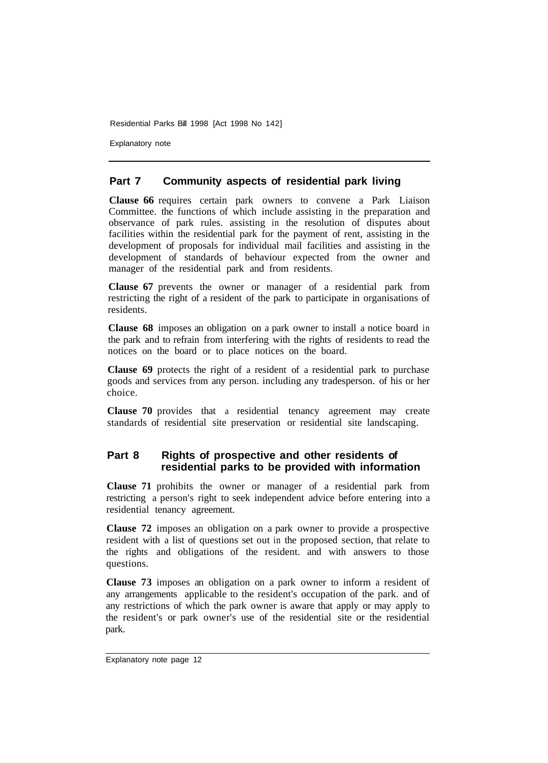## Part 7 Community aspects of residential park living

**Clause 66** requires certain park owners to convene a Park Liaison Committee. the functions of which include assisting in the preparation and observance of park rules. assisting in the resolution of disputes about facilities within the residential park for the payment of rent, assisting in the development of proposals for individual mail facilities and assisting in the development of standards of behaviour expected from the owner and manager of the residential park and from residents.

**Clause 67** prevents the owner or manager of a residential park from restricting the right of a resident of the park to participate in organisations of residents.

**Clause 68** imposes an obligation on a park owner to install a notice board in the park and to refrain from interfering with the rights of residents to read the notices on the board or to place notices on the board.

**Clause 69** protects the right of a resident of a residential park to purchase goods and services from any person. including any tradesperson. of his or her choice.

**Clause 70** provides that a residential tenancy agreement may create standards of residential site preservation or residential site landscaping.

## Part 8 Rights of prospective and other residents of residential parks to be provided with information

**Clause 71** prohibits the owner or manager of a residential park from restricting a person's right to seek independent advice before entering into a residential tenancy agreement.

**Clause 72** imposes an obligation on a park owner to provide a prospective resident with a list of questions set out in the proposed section, that relate to the rights and obligations of the resident. and with answers to those questions.

**Clause 73** imposes an obligation on a park owner to inform a resident of any arrangements applicable to the resident's occupation of the park. and of any restrictions of which the park owner is aware that apply or may apply to the resident's or park owner's use of the residential site or the residential park.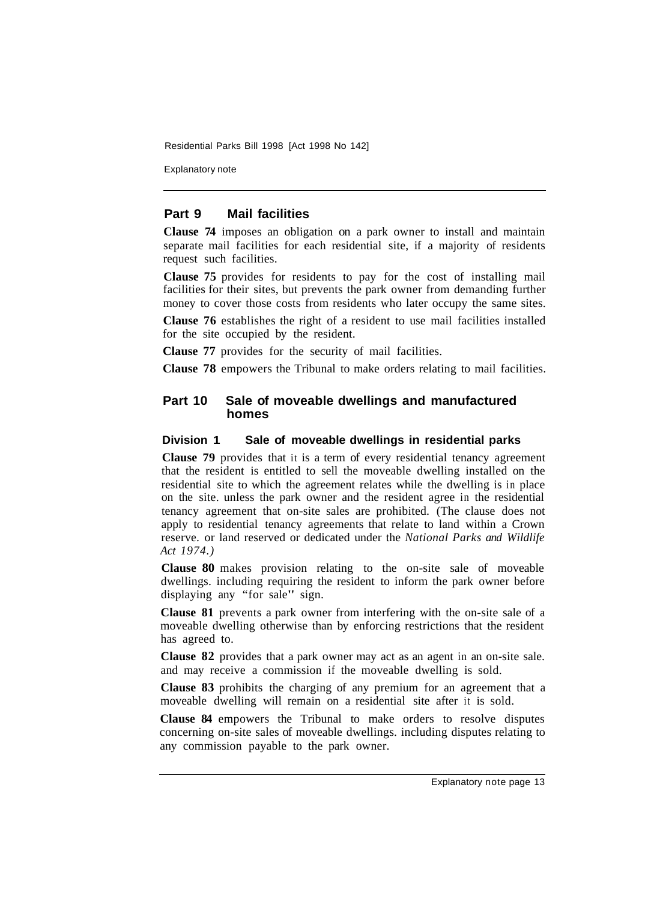## Part 9 Mail facilities

**Clause 74** imposes an obligation on a park owner to install and maintain separate mail facilities for each residential site, if a majority of residents request such facilities.

**Clause 75** provides for residents to pay for the cost of installing mail facilities for their sites, but prevents the park owner from demanding further money to cover those costs from residents who later occupy the same sites.

**Clause 76** establishes the right of a resident to use mail facilities installed for the site occupied by the resident.

**Clause 77** provides for the security of mail facilities.

**Clause 78** empowers the Tribunal to make orders relating to mail facilities.

## Part 10 Sale of moveable dwellings and manufactured homes

### Division 1 Sale of moveable dwellings in residential parks

**Clause 79** provides that it is a term of every residential tenancy agreement that the resident is entitled to sell the moveable dwelling installed on the residential site to which the agreement relates while the dwelling is in place on the site. unless the park owner and the resident agree in the residential tenancy agreement that on-site sales are prohibited. (The clause does not apply to residential tenancy agreements that relate to land within a Crown reserve. or land reserved or dedicated under the *National Parks and Wildlife Act 1974.)*

**Clause 80** makes provision relating to the on-site sale of moveable dwellings. including requiring the resident to inform the park owner before displaying any "for sale" sign.

**Clause 81** prevents a park owner from interfering with the on-site sale of a moveable dwelling otherwise than by enforcing restrictions that the resident has agreed to.

**Clause 82** provides that a park owner may act as an agent in an on-site sale. and may receive a commission if the moveable dwelling is sold.

**Clause 83** prohibits the charging of any premium for an agreement that a moveable dwelling will remain on a residential site after it is sold.

**Clause 84** empowers the Tribunal to make orders to resolve disputes concerning on-site sales of moveable dwellings. including disputes relating to any commission payable to the park owner.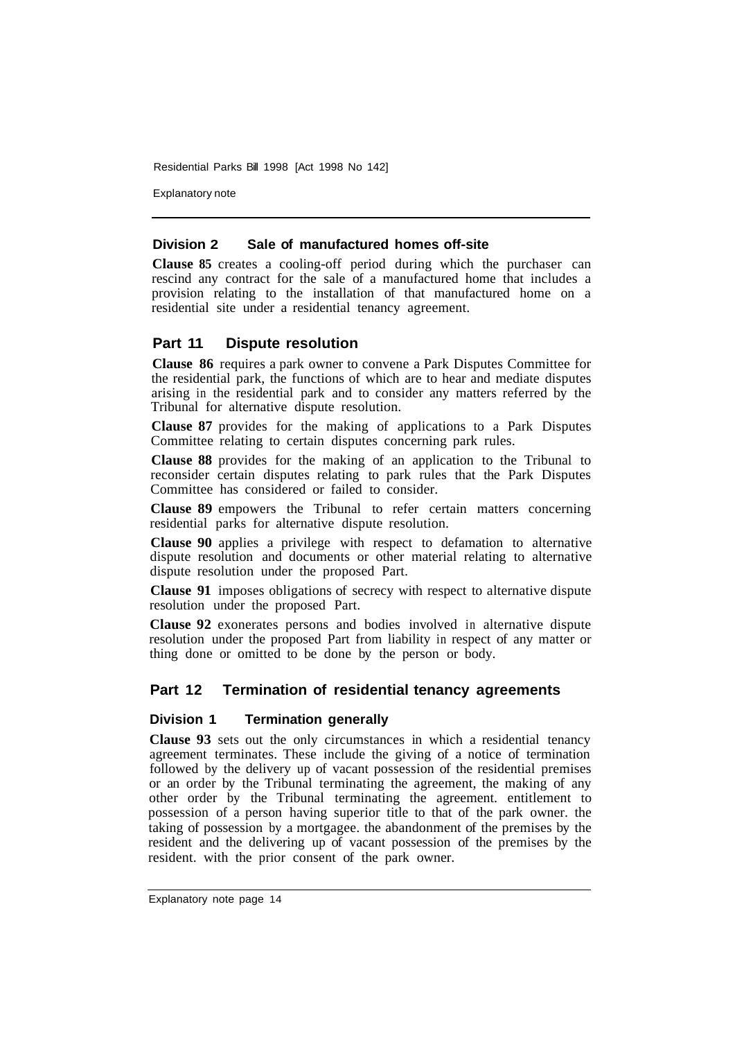### Division 2 Sale of manufactured homes off-site

**Clause 85** creates a cooling-off period during which the purchaser can rescind any contract for the sale of a manufactured home that includes a provision relating to the installation of that manufactured home on a residential site under a residential tenancy agreement.

## Part 11 Dispute resolution

**Clause 86** requires a park owner to convene a Park Disputes Committee for the residential park, the functions of which are to hear and mediate disputes arising in the residential park and to consider any matters referred by the Tribunal for alternative dispute resolution.

**Clause 87** provides for the making of applications to a Park Disputes Committee relating to certain disputes concerning park rules.

**Clause 88** provides for the making of an application to the Tribunal to reconsider certain disputes relating to park rules that the Park Disputes Committee has considered or failed to consider.

**Clause 89** empowers the Tribunal to refer certain matters concerning residential parks for alternative dispute resolution.

**Clause 90** applies a privilege with respect to defamation to alternative dispute resolution and documents or other material relating to alternative dispute resolution under the proposed Part.

**Clause 91** imposes obligations of secrecy with respect to alternative dispute resolution under the proposed Part.

**Clause 92** exonerates persons and bodies involved in alternative dispute resolution under the proposed Part from liability in respect of any matter or thing done or omitted to be done by the person or body.

## Part 12 Termination of residential tenancy agreements

### Division 1 Termination generally

**Clause 93** sets out the only circumstances in which a residential tenancy agreement terminates. These include the giving of a notice of termination followed by the delivery up of vacant possession of the residential premises or an order by the Tribunal terminating the agreement, the making of any other order by the Tribunal terminating the agreement. entitlement to possession of a person having superior title to that of the park owner. the taking of possession by a mortgagee. the abandonment of the premises by the resident and the delivering up of vacant possession of the premises by the resident. with the prior consent of the park owner.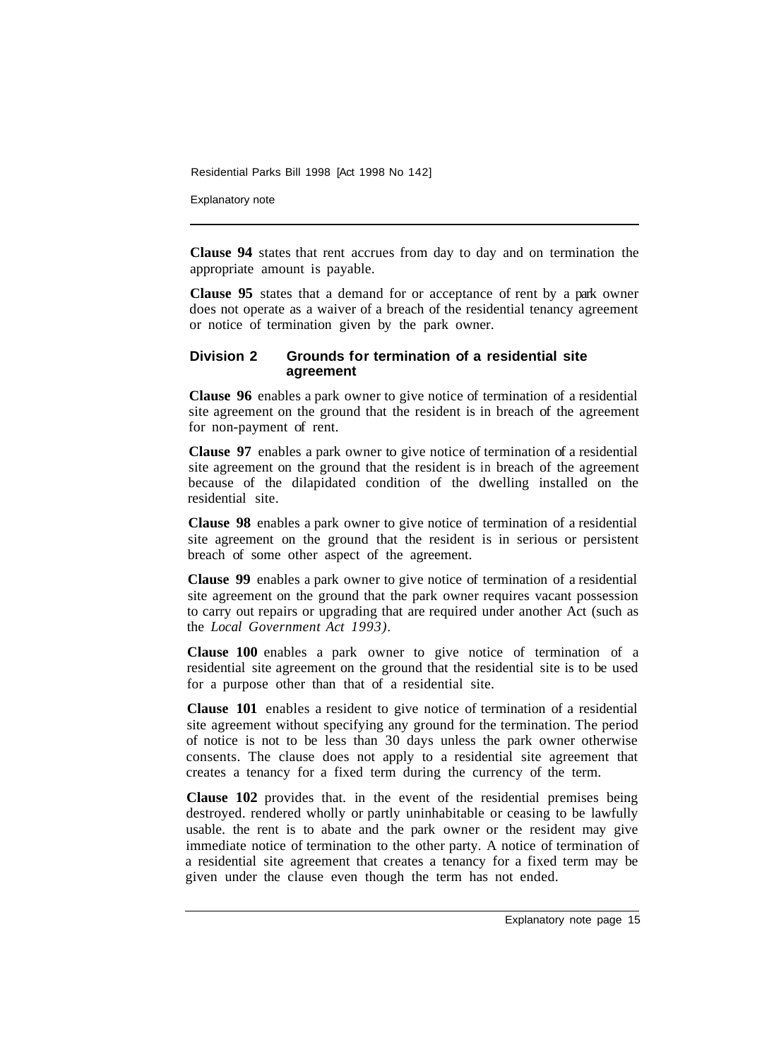**Clause 94** states that rent accrues from day to day and on termination the appropriate amount is payable.

**Clause 95** states that a demand for or acceptance of rent by a park owner does not operate as a waiver of a breach of the residential tenancy agreement or notice of termination given by the park owner.

### Division 2 Grounds for termination of a residential site agreement

**Clause 96** enables a park owner to give notice of termination of a residential site agreement on the ground that the resident is in breach of the agreement for non-payment of rent.

**Clause 97** enables a park owner to give notice of termination of a residential site agreement on the ground that the resident is in breach of the agreement because of the dilapidated condition of the dwelling installed on the residential site.

**Clause 98** enables a park owner to give notice of termination of a residential site agreement on the ground that the resident is in serious or persistent breach of some other aspect of the agreement.

**Clause 99** enables a park owner to give notice of termination of a residential site agreement on the ground that the park owner requires vacant possession to carry out repairs or upgrading that are required under another Act (such as the *Local Government Act 1993)*.

**Clause 100** enables a park owner to give notice of termination of a residential site agreement on the ground that the residential site is to be used for a purpose other than that of a residential site.

**Clause 101** enables a resident to give notice of termination of a residential site agreement without specifying any ground for the termination. The period of notice is not to be less than 30 days unless the park owner otherwise consents. The clause does not apply to a residential site agreement that creates a tenancy for a fixed term during the currency of the term.

**Clause 102** provides that. in the event of the residential premises being destroyed. rendered wholly or partly uninhabitable or ceasing to be lawfully usable. the rent is to abate and the park owner or the resident may give immediate notice of termination to the other party. A notice of termination of a residential site agreement that creates a tenancy for a fixed term may be given under the clause even though the term has not ended.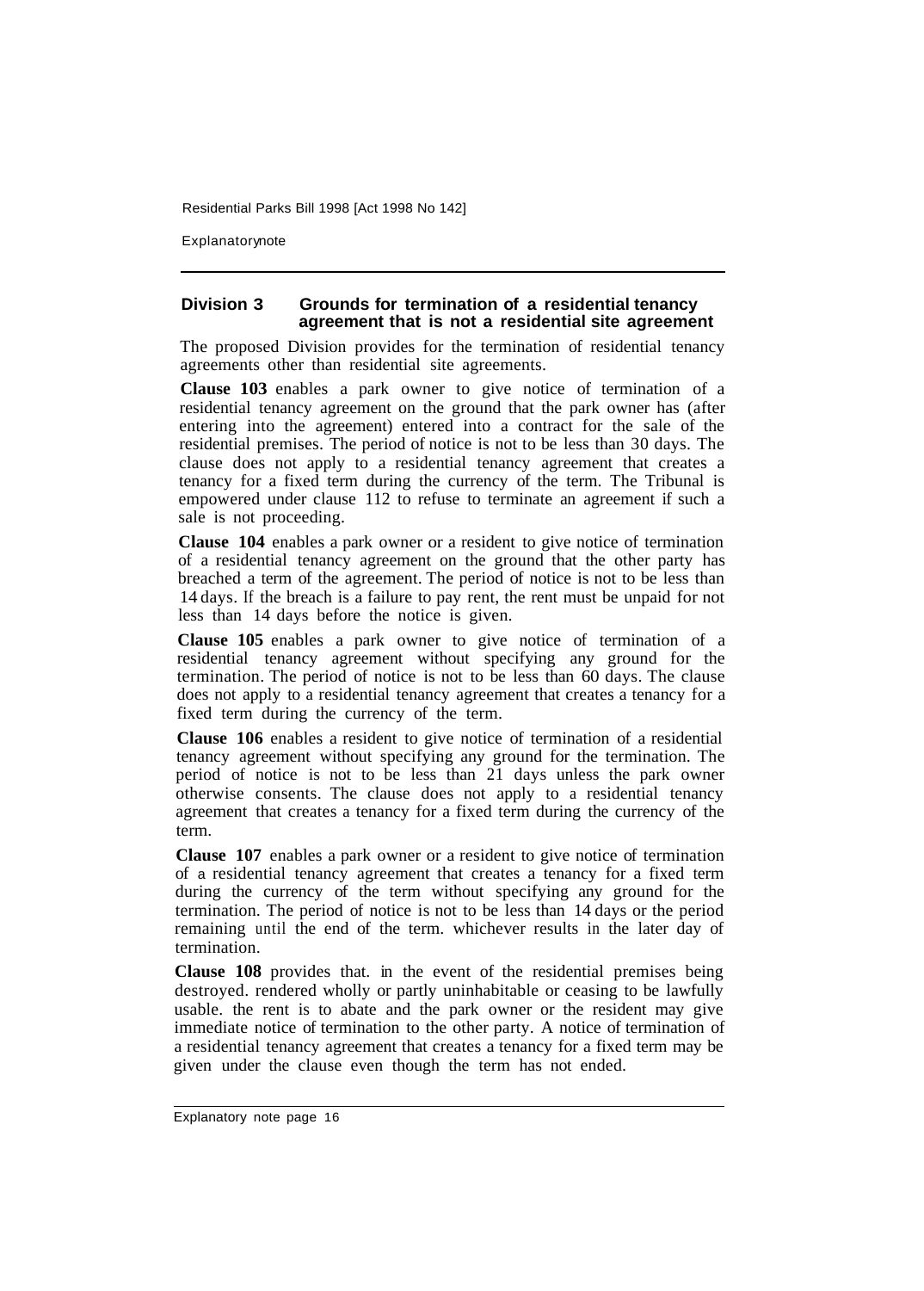### Division 3 Grounds for termination of a residential tenancy agreement that is not a residential site agreement

The proposed Division provides for the termination of residential tenancy agreements other than residential site agreements.

**Clause 103** enables a park owner to give notice of termination of a residential tenancy agreement on the ground that the park owner has (after entering into the agreement) entered into a contract for the sale of the residential premises. The period of notice is not to be less than 30 days. The clause does not apply to a residential tenancy agreement that creates a tenancy for a fixed term during the currency of the term. The Tribunal is empowered under clause 112 to refuse to terminate an agreement if such a sale is not proceeding.

**Clause 104** enables a park owner or a resident to give notice of termination of a residential tenancy agreement on the ground that the other party has breached a term of the agreement. The period of notice is not to be less than 14 days. If the breach is a failure to pay rent, the rent must be unpaid for not less than 14 days before the notice is given.

**Clause 105** enables a park owner to give notice of termination of a residential tenancy agreement without specifying any ground for the termination. The period of notice is not to be less than 60 days. The clause does not apply to a residential tenancy agreement that creates a tenancy for a fixed term during the currency of the term.

**Clause 106** enables a resident to give notice of termination of a residential tenancy agreement without specifying any ground for the termination. The period of notice is not to be less than 21 days unless the park owner otherwise consents. The clause does not apply to a residential tenancy agreement that creates a tenancy for a fixed term during the currency of the term.

**Clause 107** enables a park owner or a resident to give notice of termination of a residential tenancy agreement that creates a tenancy for a fixed term during the currency of the term without specifying any ground for the termination. The period of notice is not to be less than 14 days or the period remaining until the end of the term. whichever results in the later day of termination.

**Clause 108** provides that. in the event of the residential premises being destroyed. rendered wholly or partly uninhabitable or ceasing to be lawfully usable. the rent is to abate and the park owner or the resident may give immediate notice of termination to the other party. A notice of termination of a residential tenancy agreement that creates a tenancy for a fixed term may be given under the clause even though the term has not ended.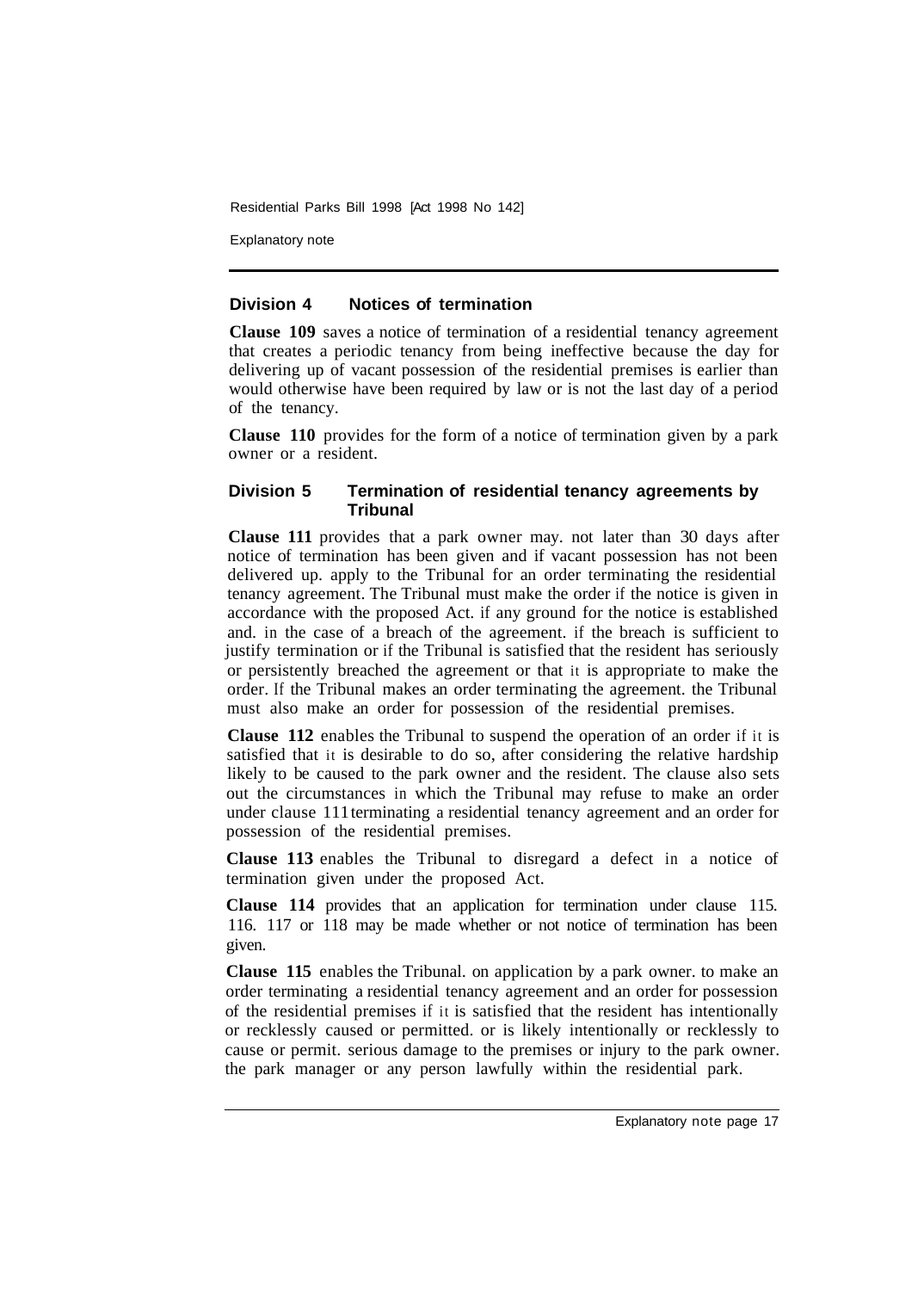## Division 4 Notices of termination

**Clause 109** saves a notice of termination of a residential tenancy agreement that creates a periodic tenancy from being ineffective because the day for delivering up of vacant possession of the residential premises is earlier than would otherwise have been required by law or is not the last day of a period of the tenancy.

**Clause 110** provides for the form of a notice of termination given by a park owner or a resident.

## Division 5 Termination of residential tenancy agreements by Tribunal

**Clause 111** provides that a park owner may. not later than 30 days after notice of termination has been given and if vacant possession has not been delivered up. apply to the Tribunal for an order terminating the residential tenancy agreement. The Tribunal must make the order if the notice is given in accordance with the proposed Act. if any ground for the notice is established and. in the case of a breach of the agreement. if the breach is sufficient to justify termination or if the Tribunal is satisfied that the resident has seriously or persistently breached the agreement or that it is appropriate to make the order. If the Tribunal makes an order terminating the agreement. the Tribunal must also make an order for possession of the residential premises.

**Clause 112** enables the Tribunal to suspend the operation of an order if it is satisfied that it is desirable to do so, after considering the relative hardship likely to be caused to the park owner and the resident. The clause also sets out the circumstances in which the Tribunal may refuse to make an order under clause 111 terminating a residential tenancy agreement and an order for possession of the residential premises.

**Clause 113** enables the Tribunal to disregard a defect in a notice of termination given under the proposed Act.

**Clause 114** provides that an application for termination under clause 115. 116. 117 or 118 may be made whether or not notice of termination has been given.

**Clause 115** enables the Tribunal. on application by a park owner. to make an order terminating a residential tenancy agreement and an order for possession of the residential premises if it is satisfied that the resident has intentionally or recklessly caused or permitted. or is likely intentionally or recklessly to cause or permit. serious damage to the premises or injury to the park owner. the park manager or any person lawfully within the residential park.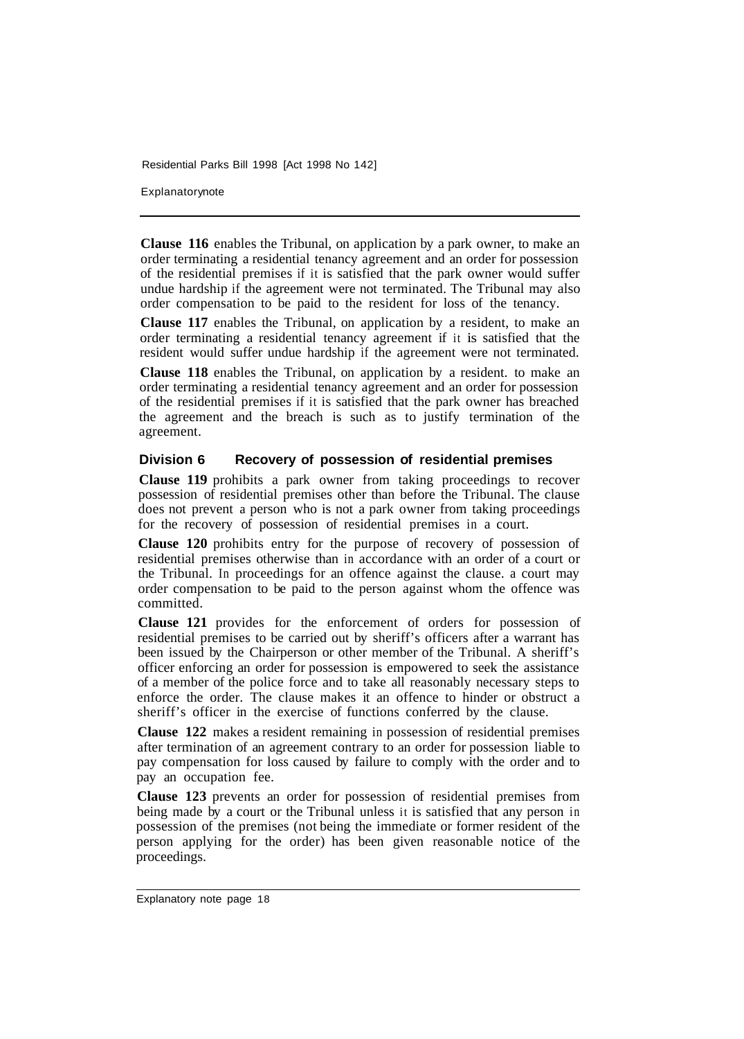**Clause 116** enables the Tribunal, on application by a park owner, to make an order terminating a residential tenancy agreement and an order for possession of the residential premises if it is satisfied that the park owner would suffer undue hardship if the agreement were not terminated. The Tribunal may also order compensation to be paid to the resident for loss of the tenancy.

**Clause 117** enables the Tribunal, on application by a resident, to make an order terminating a residential tenancy agreement if it is satisfied that the resident would suffer undue hardship if the agreement were not terminated.

**Clause 118** enables the Tribunal, on application by a resident. to make an order terminating a residential tenancy agreement and an order for possession of the residential premises if it is satisfied that the park owner has breached the agreement and the breach is such as to justify termination of the agreement.

### Division 6 Recovery of possession of residential premises

**Clause 119** prohibits a park owner from taking proceedings to recover possession of residential premises other than before the Tribunal. The clause does not prevent a person who is not a park owner from taking proceedings for the recovery of possession of residential premises in a court.

**Clause 120** prohibits entry for the purpose of recovery of possession of residential premises otherwise than in accordance with an order of a court or the Tribunal. In proceedings for an offence against the clause. a court may order compensation to be paid to the person against whom the offence was committed.

**Clause 121** provides for the enforcement of orders for possession of residential premises to be carried out by sheriff's officers after a warrant has been issued by the Chairperson or other member of the Tribunal. A sheriff's officer enforcing an order for possession is empowered to seek the assistance of a member of the police force and to take all reasonably necessary steps to enforce the order. The clause makes it an offence to hinder or obstruct a sheriff's officer in the exercise of functions conferred by the clause.

**Clause 122** makes a resident remaining in possession of residential premises after termination of an agreement contrary to an order for possession liable to pay compensation for loss caused by failure to comply with the order and to pay an occupation fee.

**Clause 123** prevents an order for possession of residential premises from being made by a court or the Tribunal unless it is satisfied that any person in possession of the premises (not being the immediate or former resident of the person applying for the order) has been given reasonable notice of the proceedings.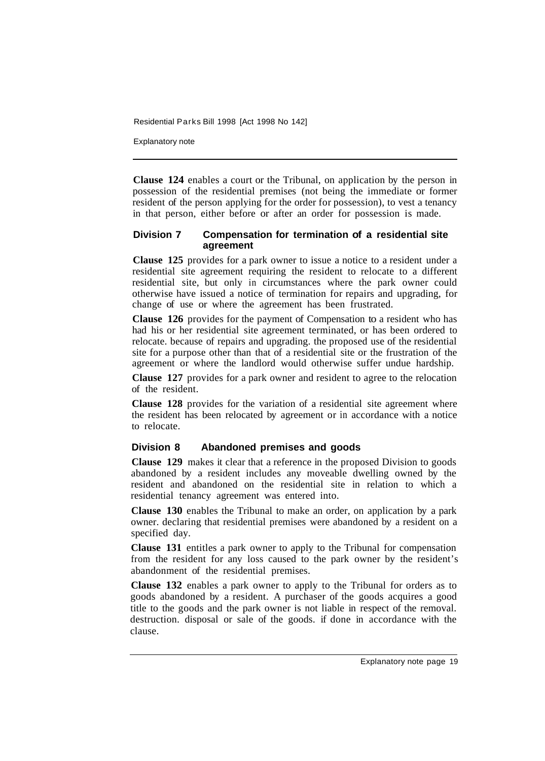**Clause 124** enables a court or the Tribunal, on application by the person in possession of the residential premises (not being the immediate or former resident of the person applying for the order for possession), to vest a tenancy in that person, either before or after an order for possession is made.

### Division 7 Compensation for termination of a residential site agreement

**Clause 125** provides for a park owner to issue a notice to a resident under a residential site agreement requiring the resident to relocate to a different residential site, but only in circumstances where the park owner could otherwise have issued a notice of termination for repairs and upgrading, for change of use or where the agreement has been frustrated.

**Clause 126** provides for the payment of Compensation to a resident who has had his or her residential site agreement terminated, or has been ordered to relocate. because of repairs and upgrading. the proposed use of the residential site for a purpose other than that of a residential site or the frustration of the agreement or where the landlord would otherwise suffer undue hardship.

**Clause 127** provides for a park owner and resident to agree to the relocation of the resident.

**Clause 128** provides for the variation of a residential site agreement where the resident has been relocated by agreement or in accordance with a notice to relocate.

### Division 8 Abandoned premises and goods

**Clause 129** makes it clear that a reference in the proposed Division to goods abandoned by a resident includes any moveable dwelling owned by the resident and abandoned on the residential site in relation to which a residential tenancy agreement was entered into.

**Clause 130** enables the Tribunal to make an order, on application by a park owner. declaring that residential premises were abandoned by a resident on a specified day.

**Clause 131** entitles a park owner to apply to the Tribunal for compensation from the resident for any loss caused to the park owner by the resident's abandonment of the residential premises.

**Clause 132** enables a park owner to apply to the Tribunal for orders as to goods abandoned by a resident. A purchaser of the goods acquires a good title to the goods and the park owner is not liable in respect of the removal. destruction. disposal or sale of the goods. if done in accordance with the clause.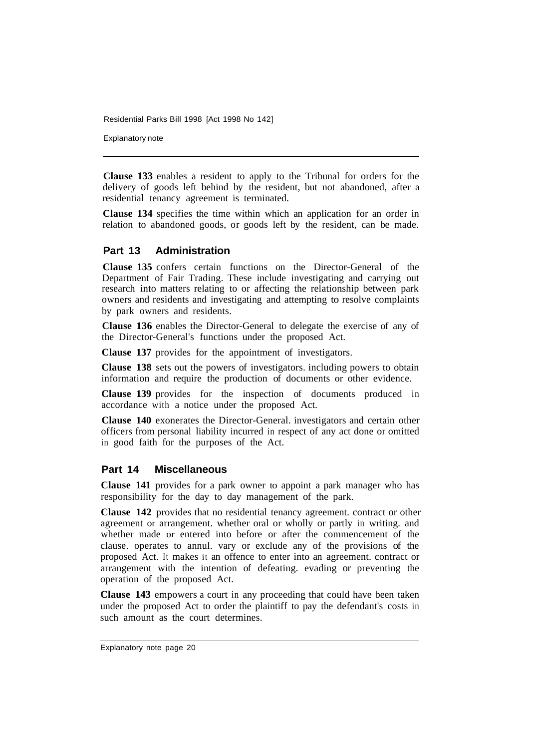**Clause 133** enables a resident to apply to the Tribunal for orders for the delivery of goods left behind by the resident, but not abandoned, after a residential tenancy agreement is terminated.

**Clause 134** specifies the time within which an application for an order in relation to abandoned goods, or goods left by the resident, can be made.

## Part 13 Administration

**Clause 135** confers certain functions on the Director-General of the Department of Fair Trading. These include investigating and carrying out research into matters relating to or affecting the relationship between park owners and residents and investigating and attempting to resolve complaints by park owners and residents.

**Clause 136** enables the Director-General to delegate the exercise of any of the Director-General's functions under the proposed Act.

**Clause 137** provides for the appointment of investigators.

**Clause 138** sets out the powers of investigators. including powers to obtain information and require the production of documents or other evidence.

**Clause 139** provides for the inspection of documents produced in accordance with a notice under the proposed Act.

**Clause 140** exonerates the Director-General. investigators and certain other officers from personal liability incurred in respect of any act done or omitted in good faith for the purposes of the Act.

## Part 14 Miscellaneous

**Clause 141** provides for a park owner to appoint a park manager who has responsibility for the day to day management of the park.

**Clause 142** provides that no residential tenancy agreement. contract or other agreement or arrangement. whether oral or wholly or partly in writing. and whether made or entered into before or after the commencement of the clause. operates to annul. vary or exclude any of the provisions of the proposed Act. It makes it an offence to enter into an agreement. contract or arrangement with the intention of defeating. evading or preventing the operation of the proposed Act.

**Clause 143** empowers a court in any proceeding that could have been taken under the proposed Act to order the plaintiff to pay the defendant's costs in such amount as the court determines.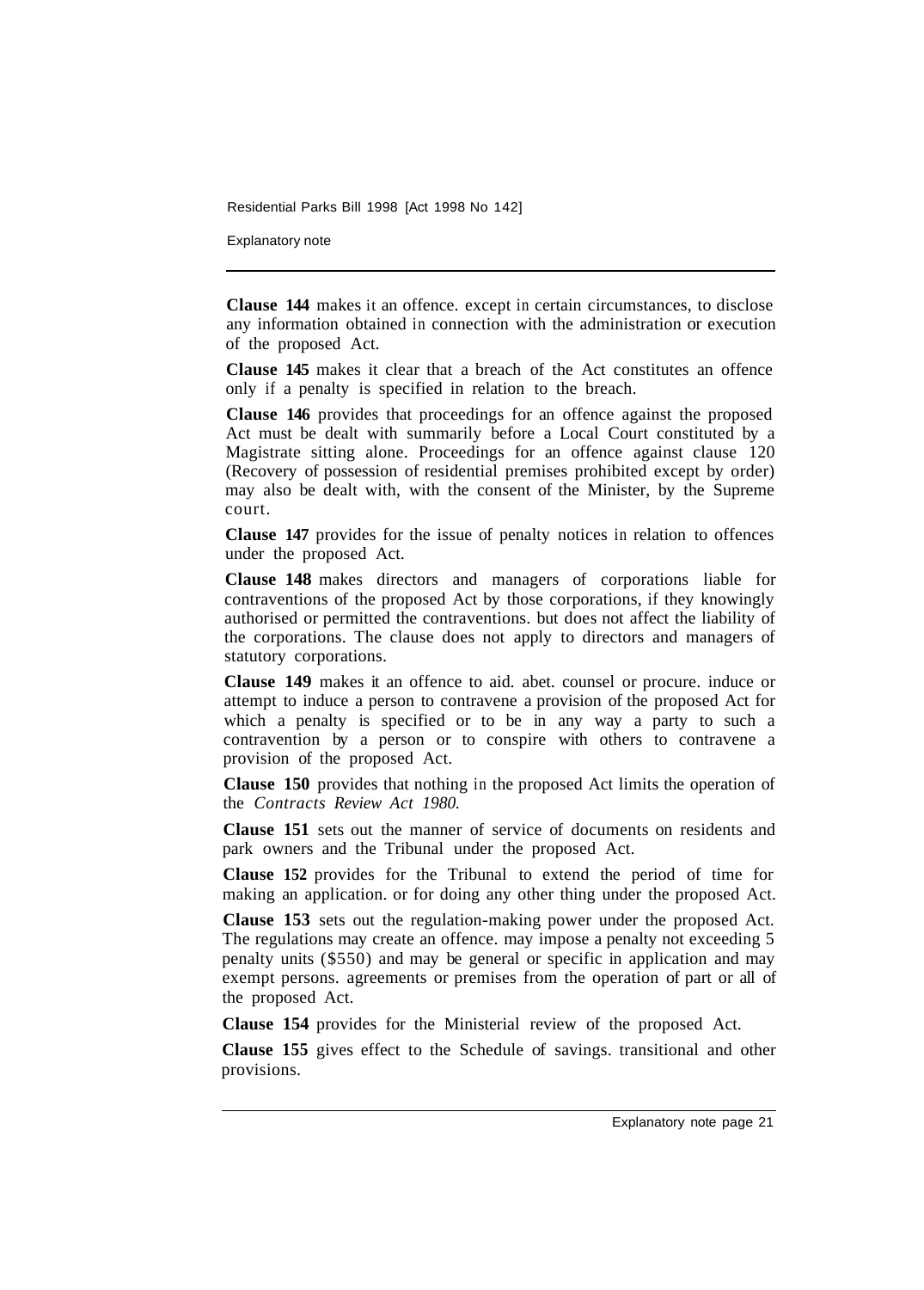**Clause 144** makes it an offence. except in certain circumstances, to disclose any information obtained in connection with the administration or execution of the proposed Act.

**Clause 145** makes it clear that a breach of the Act constitutes an offence only if a penalty is specified in relation to the breach.

**Clause 146** provides that proceedings for an offence against the proposed Act must be dealt with summarily before a Local Court constituted by a Magistrate sitting alone. Proceedings for an offence against clause 120 (Recovery of possession of residential premises prohibited except by order) may also be dealt with, with the consent of the Minister, by the Supreme court.

**Clause 147** provides for the issue of penalty notices in relation to offences under the proposed Act.

**Clause 148** makes directors and managers of corporations liable for contraventions of the proposed Act by those corporations, if they knowingly authorised or permitted the contraventions. but does not affect the liability of the corporations. The clause does not apply to directors and managers of statutory corporations.

**Clause 149** makes it an offence to aid. abet. counsel or procure. induce or attempt to induce a person to contravene a provision of the proposed Act for which a penalty is specified or to be in any way a party to such a contravention by a person or to conspire with others to contravene a provision of the proposed Act.

**Clause 150** provides that nothing in the proposed Act limits the operation of the *Contracts Review Act 1980.*

**Clause 151** sets out the manner of service of documents on residents and park owners and the Tribunal under the proposed Act.

**Clause 152** provides for the Tribunal to extend the period of time for making an application. or for doing any other thing under the proposed Act.

**Clause 153** sets out the regulation-making power under the proposed Act. The regulations may create an offence. may impose a penalty not exceeding 5 penalty units ($550) and may be general or specific in application and may exempt persons. agreements or premises from the operation of part or all of the proposed Act.

**Clause 154** provides for the Ministerial review of the proposed Act.

**Clause 155** gives effect to the Schedule of savings. transitional and other provisions.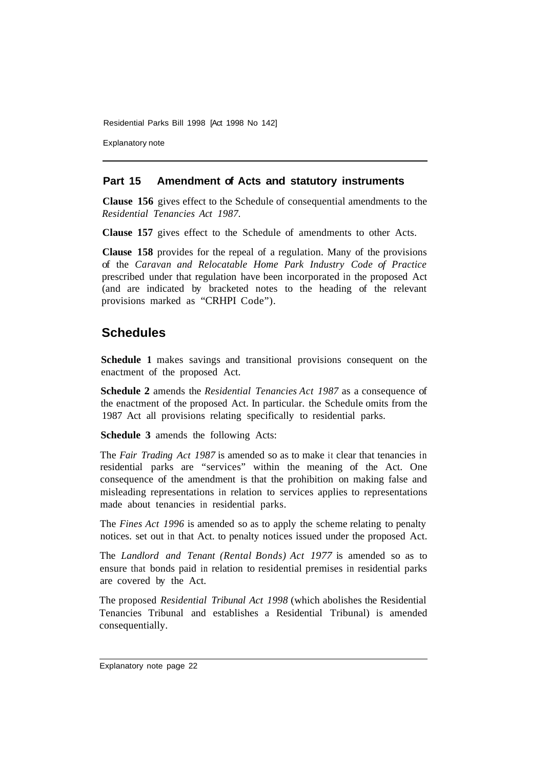## Part 15 Amendment of Acts and statutory instruments

**Clause 156** gives effect to the Schedule of consequential amendments to the *Residential Tenancies Act 1987*.

**Clause 157** gives effect to the Schedule of amendments to other Acts.

**Clause 158** provides for the repeal of a regulation. Many of the provisions of the *Caravan and Relocatable Home Park Industry Code of Practice* prescribed under that regulation have been incorporated in the proposed Act (and are indicated by bracketed notes to the heading of the relevant provisions marked as "CRHPI Code").

# Schedules

**Schedule 1** makes savings and transitional provisions consequent on the enactment of the proposed Act.

**Schedule 2** amends the *Residential Tenancies Act 1987* as a consequence of the enactment of the proposed Act. In particular. the Schedule omits from the 1987 Act all provisions relating specifically to residential parks.

**Schedule 3** amends the following Acts:

The *Fair Trading Act 1987* is amended so as to make it clear that tenancies in residential parks are "services" within the meaning of the Act. One consequence of the amendment is that the prohibition on making false and misleading representations in relation to services applies to representations made about tenancies in residential parks.

The *Fines Act 1996* is amended so as to apply the scheme relating to penalty notices. set out in that Act. to penalty notices issued under the proposed Act.

The *Landlord and Tenant (Rental Bonds) Act 1977* is amended so as to ensure that bonds paid in relation to residential premises in residential parks are covered by the Act.

The proposed *Residential Tribunal Act 1998* (which abolishes the Residential Tenancies Tribunal and establishes a Residential Tribunal) is amended consequentially.